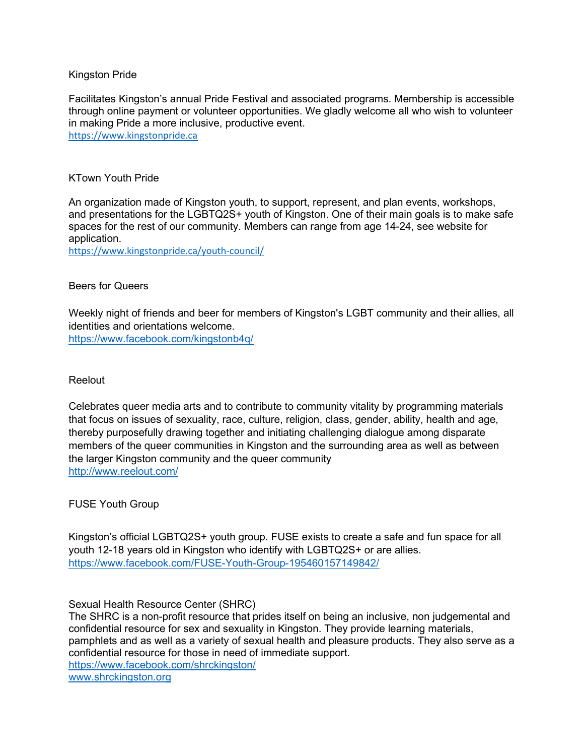## Kingston Pride

Facilitates Kingston's annual Pride Festival and associated programs. Membership is accessible through online payment or volunteer opportunities. We gladly welcome all who wish to volunteer in making Pride a more inclusive, productive event.
https://www.kingstonpride.ca

## KTown Youth Pride

An organization made of Kingston youth, to support, represent, and plan events, workshops, and presentations for the LGBTQ2S+ youth of Kingston. One of their main goals is to make safe spaces for the rest of our community. Members can range from age 14-24, see website for application.
https://www.kingstonpride.ca/youth-council/

## Beers for Queers

Weekly night of friends and beer for members of Kingston's LGBT community and their allies, all identities and orientations welcome.
https://www.facebook.com/kingstonb4q/

## Reelout

Celebrates queer media arts and to contribute to community vitality by programming materials that focus on issues of sexuality, race, culture, religion, class, gender, ability, health and age, thereby purposefully drawing together and initiating challenging dialogue among disparate members of the queer communities in Kingston and the surrounding area as well as between the larger Kingston community and the queer community
http://www.reelout.com/

## FUSE Youth Group

Kingston's official LGBTQ2S+ youth group. FUSE exists to create a safe and fun space for all youth 12-18 years old in Kingston who identify with LGBTQ2S+ or are allies.
https://www.facebook.com/FUSE-Youth-Group-195460157149842/

## Sexual Health Resource Center (SHRC)

The SHRC is a non-profit resource that prides itself on being an inclusive, non judgemental and confidential resource for sex and sexuality in Kingston. They provide learning materials, pamphlets and as well as a variety of sexual health and pleasure products. They also serve as a confidential resource for those in need of immediate support.
https://www.facebook.com/shrckingston/
www.shrckingston.org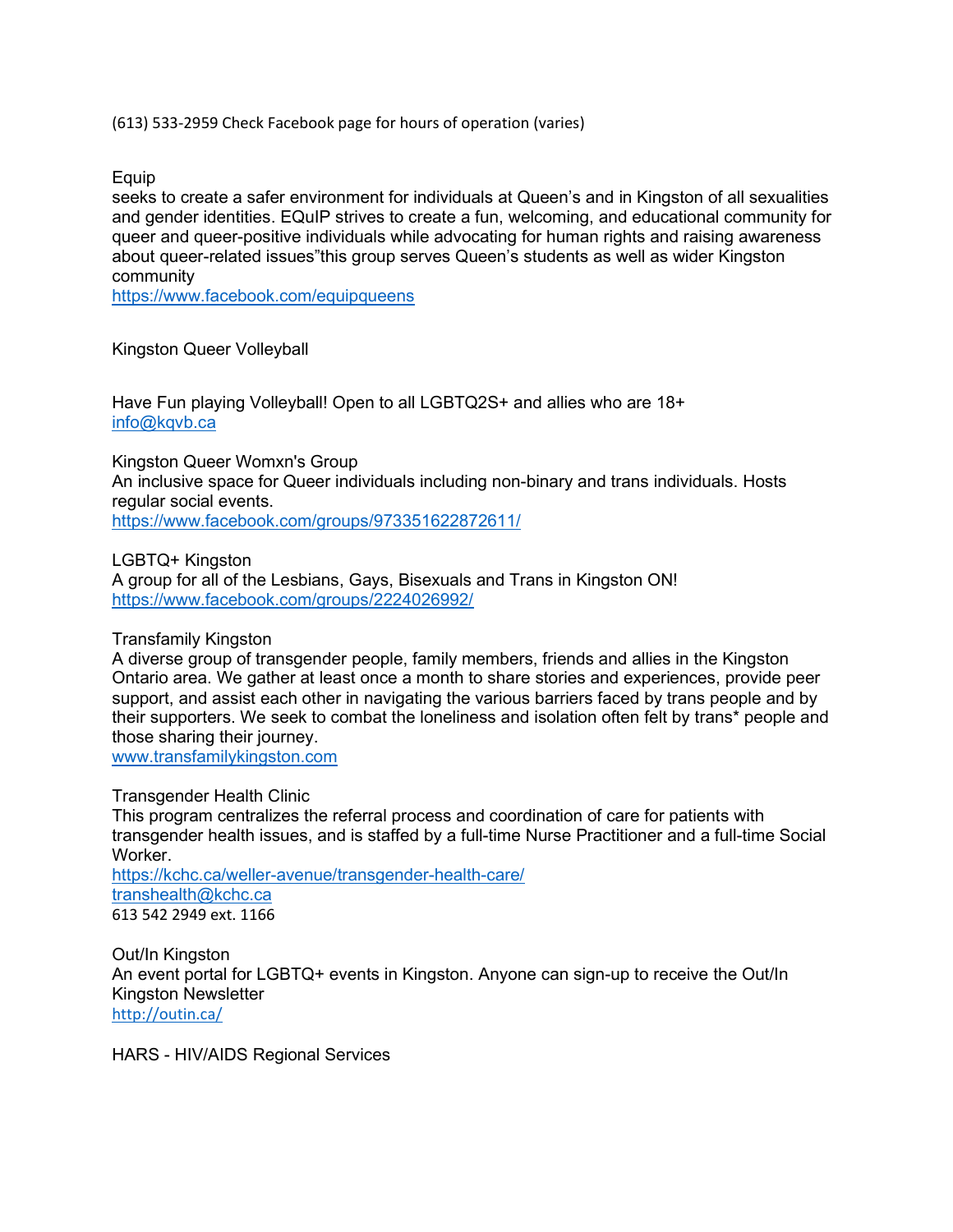(613) 533-2959 Check Facebook page for hours of operation (varies)

Equip
seeks to create a safer environment for individuals at Queen's and in Kingston of all sexualities and gender identities. EQuIP strives to create a fun, welcoming, and educational community for queer and queer-positive individuals while advocating for human rights and raising awareness about queer-related issues"this group serves Queen's students as well as wider Kingston community
https://www.facebook.com/equipqueens

Kingston Queer Volleyball

Have Fun playing Volleyball! Open to all LGBTQ2S+ and allies who are 18+
info@kqvb.ca

Kingston Queer Womxn's Group
An inclusive space for Queer individuals including non-binary and trans individuals. Hosts regular social events.
https://www.facebook.com/groups/973351622872611/

LGBTQ+ Kingston
A group for all of the Lesbians, Gays, Bisexuals and Trans in Kingston ON!
https://www.facebook.com/groups/2224026992/

Transfamily Kingston
A diverse group of transgender people, family members, friends and allies in the Kingston Ontario area. We gather at least once a month to share stories and experiences, provide peer support, and assist each other in navigating the various barriers faced by trans people and by their supporters. We seek to combat the loneliness and isolation often felt by trans* people and those sharing their journey.
www.transfamilykingston.com

Transgender Health Clinic
This program centralizes the referral process and coordination of care for patients with transgender health issues, and is staffed by a full-time Nurse Practitioner and a full-time Social Worker.
https://kchc.ca/weller-avenue/transgender-health-care/
transhealth@kchc.ca
613 542 2949 ext. 1166

Out/In Kingston
An event portal for LGBTQ+ events in Kingston. Anyone can sign-up to receive the Out/In Kingston Newsletter
http://outin.ca/

HARS - HIV/AIDS Regional Services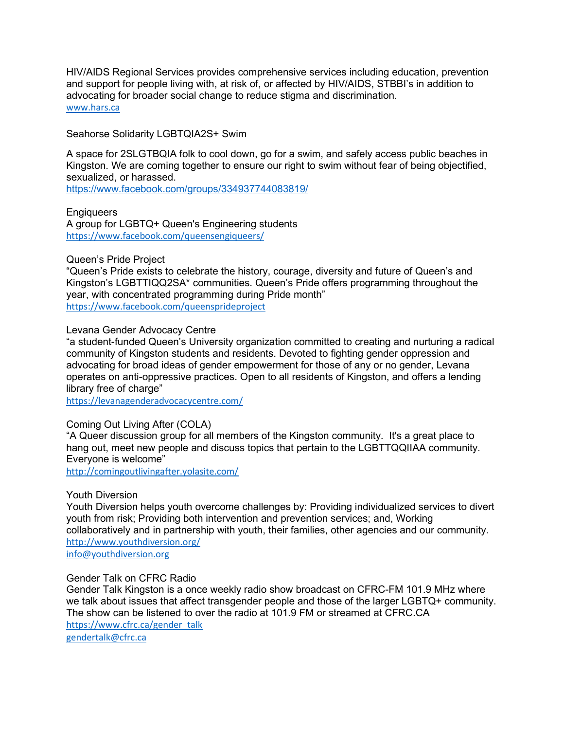HIV/AIDS Regional Services provides comprehensive services including education, prevention and support for people living with, at risk of, or affected by HIV/AIDS, STBBI's in addition to advocating for broader social change to reduce stigma and discrimination.
www.hars.ca

Seahorse Solidarity LGBTQIA2S+ Swim

A space for 2SLGTBQIA folk to cool down, go for a swim, and safely access public beaches in Kingston. We are coming together to ensure our right to swim without fear of being objectified, sexualized, or harassed.
https://www.facebook.com/groups/334937744083819/

Engiqueers
A group for LGBTQ+ Queen's Engineering students
https://www.facebook.com/queensengiqueers/

Queen's Pride Project
"Queen's Pride exists to celebrate the history, courage, diversity and future of Queen's and Kingston's LGBTTIQQ2SA* communities. Queen's Pride offers programming throughout the year, with concentrated programming during Pride month"
https://www.facebook.com/queensprideproject

Levana Gender Advocacy Centre
"a student-funded Queen's University organization committed to creating and nurturing a radical community of Kingston students and residents. Devoted to fighting gender oppression and advocating for broad ideas of gender empowerment for those of any or no gender, Levana operates on anti-oppressive practices. Open to all residents of Kingston, and offers a lending library free of charge"
https://levanagenderadvocacycentre.com/

Coming Out Living After (COLA)
"A Queer discussion group for all members of the Kingston community. It's a great place to hang out, meet new people and discuss topics that pertain to the LGBTTQQIIAA community. Everyone is welcome"
http://comingoutlivingafter.yolasite.com/

Youth Diversion
Youth Diversion helps youth overcome challenges by: Providing individualized services to divert youth from risk; Providing both intervention and prevention services; and, Working collaboratively and in partnership with youth, their families, other agencies and our community.
http://www.youthdiversion.org/
info@youthdiversion.org

Gender Talk on CFRC Radio
Gender Talk Kingston is a once weekly radio show broadcast on CFRC-FM 101.9 MHz where we talk about issues that affect transgender people and those of the larger LGBTQ+ community. The show can be listened to over the radio at 101.9 FM or streamed at CFRC.CA
https://www.cfrc.ca/gender_talk
gendertalk@cfrc.ca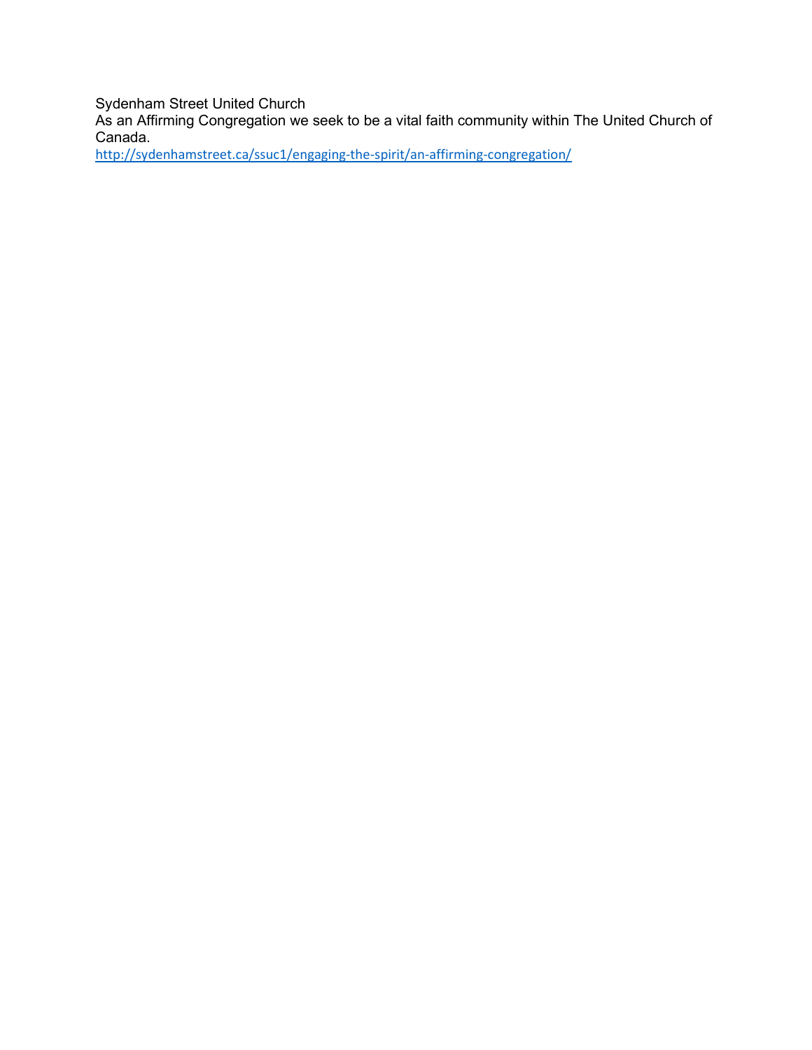Sydenham Street United Church
As an Affirming Congregation we seek to be a vital faith community within The United Church of Canada.
http://sydenhamstreet.ca/ssuc1/engaging-the-spirit/an-affirming-congregation/